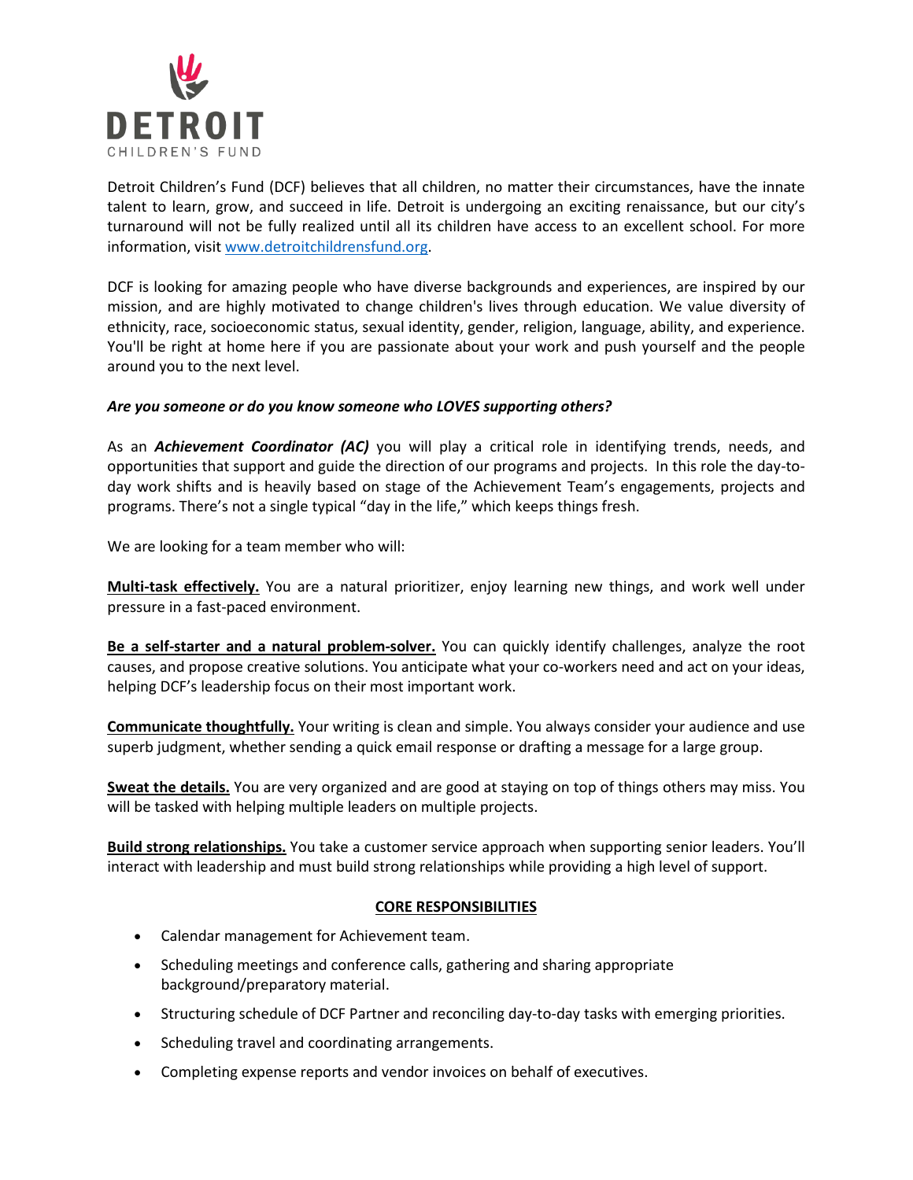DETROIT CHILDREN'S FUND

Detroit Children's Fund (DCF) believes that all children, no matter their circumstances, have the innate talent to learn, grow, and succeed in life. Detroit is undergoing an exciting renaissance, but our city's turnaround will not be fully realized until all its children have access to an excellent school. For more information, visit [www.detroitchildrensfund.org](http://www.detroitchildrensfund.org).

DCF is looking for amazing people who have diverse backgrounds and experiences, are inspired by our mission, and are highly motivated to change children's lives through education. We value diversity of ethnicity, race, socioeconomic status, sexual identity, gender, religion, language, ability, and experience. You'll be right at home here if you are passionate about your work and push yourself and the people around you to the next level.

***Are you someone or do you know someone who LOVES supporting others?***

As an ***Achievement Coordinator (AC)*** you will play a critical role in identifying trends, needs, and opportunities that support and guide the direction of our programs and projects. In this role the day-to-day work shifts and is heavily based on stage of the Achievement Team's engagements, projects and programs. There's not a single typical "day in the life," which keeps things fresh.

We are looking for a team member who will:

**Multi-task effectively.** You are a natural prioritizer, enjoy learning new things, and work well under pressure in a fast-paced environment.

**Be a self-starter and a natural problem-solver.** You can quickly identify challenges, analyze the root causes, and propose creative solutions. You anticipate what your co-workers need and act on your ideas, helping DCF's leadership focus on their most important work.

**Communicate thoughtfully.** Your writing is clean and simple. You always consider your audience and use superb judgment, whether sending a quick email response or drafting a message for a large group.

**Sweat the details.** You are very organized and are good at staying on top of things others may miss. You will be tasked with helping multiple leaders on multiple projects.

**Build strong relationships.** You take a customer service approach when supporting senior leaders. You'll interact with leadership and must build strong relationships while providing a high level of support.

## CORE RESPONSIBILITIES

- Calendar management for Achievement team.
- Scheduling meetings and conference calls, gathering and sharing appropriate background/preparatory material.
- Structuring schedule of DCF Partner and reconciling day-to-day tasks with emerging priorities.
- Scheduling travel and coordinating arrangements.
- Completing expense reports and vendor invoices on behalf of executives.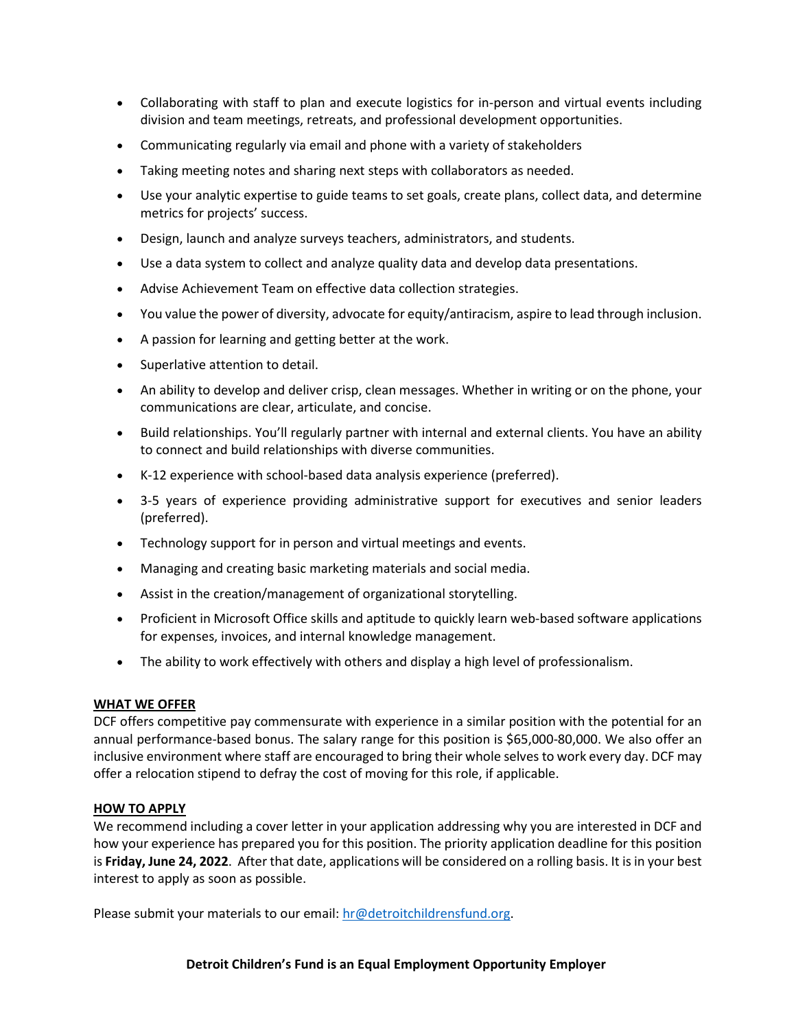- Collaborating with staff to plan and execute logistics for in-person and virtual events including division and team meetings, retreats, and professional development opportunities.
- Communicating regularly via email and phone with a variety of stakeholders
- Taking meeting notes and sharing next steps with collaborators as needed.
- Use your analytic expertise to guide teams to set goals, create plans, collect data, and determine metrics for projects' success.
- Design, launch and analyze surveys teachers, administrators, and students.
- Use a data system to collect and analyze quality data and develop data presentations.
- Advise Achievement Team on effective data collection strategies.
- You value the power of diversity, advocate for equity/antiracism, aspire to lead through inclusion.
- A passion for learning and getting better at the work.
- Superlative attention to detail.
- An ability to develop and deliver crisp, clean messages. Whether in writing or on the phone, your communications are clear, articulate, and concise.
- Build relationships. You'll regularly partner with internal and external clients. You have an ability to connect and build relationships with diverse communities.
- K-12 experience with school-based data analysis experience (preferred).
- 3-5 years of experience providing administrative support for executives and senior leaders (preferred).
- Technology support for in person and virtual meetings and events.
- Managing and creating basic marketing materials and social media.
- Assist in the creation/management of organizational storytelling.
- Proficient in Microsoft Office skills and aptitude to quickly learn web-based software applications for expenses, invoices, and internal knowledge management.
- The ability to work effectively with others and display a high level of professionalism.

**WHAT WE OFFER**

DCF offers competitive pay commensurate with experience in a similar position with the potential for an annual performance-based bonus. The salary range for this position is $65,000-80,000. We also offer an inclusive environment where staff are encouraged to bring their whole selves to work every day. DCF may offer a relocation stipend to defray the cost of moving for this role, if applicable.

**HOW TO APPLY**

We recommend including a cover letter in your application addressing why you are interested in DCF and how your experience has prepared you for this position. The priority application deadline for this position is **Friday, June 24, 2022**. After that date, applications will be considered on a rolling basis. It is in your best interest to apply as soon as possible.

Please submit your materials to our email: hr@detroitchildrensfund.org.

**Detroit Children's Fund is an Equal Employment Opportunity Employer**